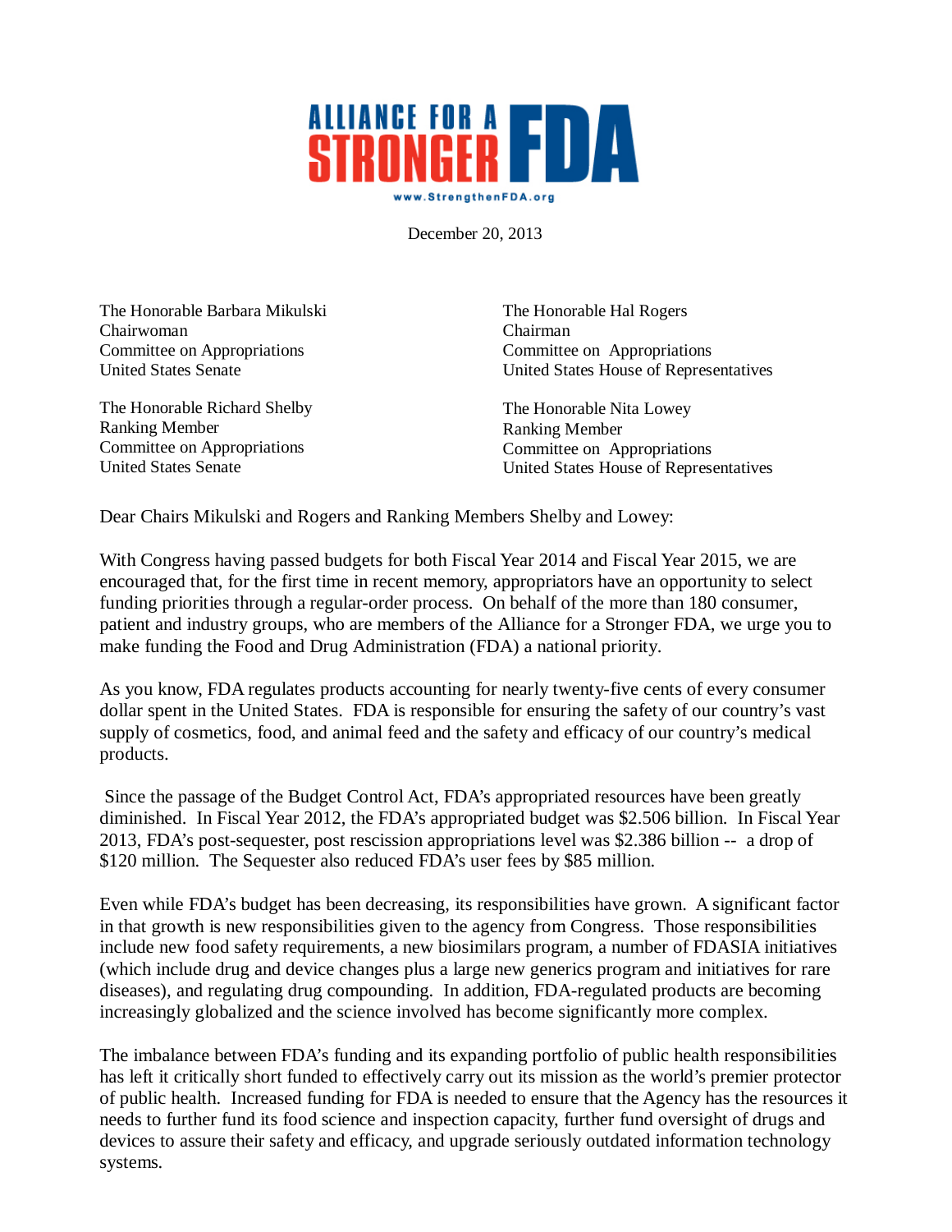**ALLIANCE FOR A STRONGER FDA**

www.StrengthenFDA.org

December 20, 2013

The Honorable Barbara Mikulski
Chairwoman
Committee on Appropriations
United States Senate

The Honorable Richard Shelby
Ranking Member
Committee on Appropriations
United States Senate

The Honorable Hal Rogers
Chairman
Committee on Appropriations
United States House of Representatives

The Honorable Nita Lowey
Ranking Member
Committee on Appropriations
United States House of Representatives

Dear Chairs Mikulski and Rogers and Ranking Members Shelby and Lowey:

With Congress having passed budgets for both Fiscal Year 2014 and Fiscal Year 2015, we are encouraged that, for the first time in recent memory, appropriators have an opportunity to select funding priorities through a regular-order process. On behalf of the more than 180 consumer, patient and industry groups, who are members of the Alliance for a Stronger FDA, we urge you to make funding the Food and Drug Administration (FDA) a national priority.

As you know, FDA regulates products accounting for nearly twenty-five cents of every consumer dollar spent in the United States. FDA is responsible for ensuring the safety of our country's vast supply of cosmetics, food, and animal feed and the safety and efficacy of our country's medical products.

Since the passage of the Budget Control Act, FDA's appropriated resources have been greatly diminished. In Fiscal Year 2012, the FDA's appropriated budget was $2.506 billion. In Fiscal Year 2013, FDA's post-sequester, post rescission appropriations level was $2.386 billion -- a drop of $120 million. The Sequester also reduced FDA's user fees by $85 million.

Even while FDA's budget has been decreasing, its responsibilities have grown. A significant factor in that growth is new responsibilities given to the agency from Congress. Those responsibilities include new food safety requirements, a new biosimilars program, a number of FDASIA initiatives (which include drug and device changes plus a large new generics program and initiatives for rare diseases), and regulating drug compounding. In addition, FDA-regulated products are becoming increasingly globalized and the science involved has become significantly more complex.

The imbalance between FDA's funding and its expanding portfolio of public health responsibilities has left it critically short funded to effectively carry out its mission as the world's premier protector of public health. Increased funding for FDA is needed to ensure that the Agency has the resources it needs to further fund its food science and inspection capacity, further fund oversight of drugs and devices to assure their safety and efficacy, and upgrade seriously outdated information technology systems.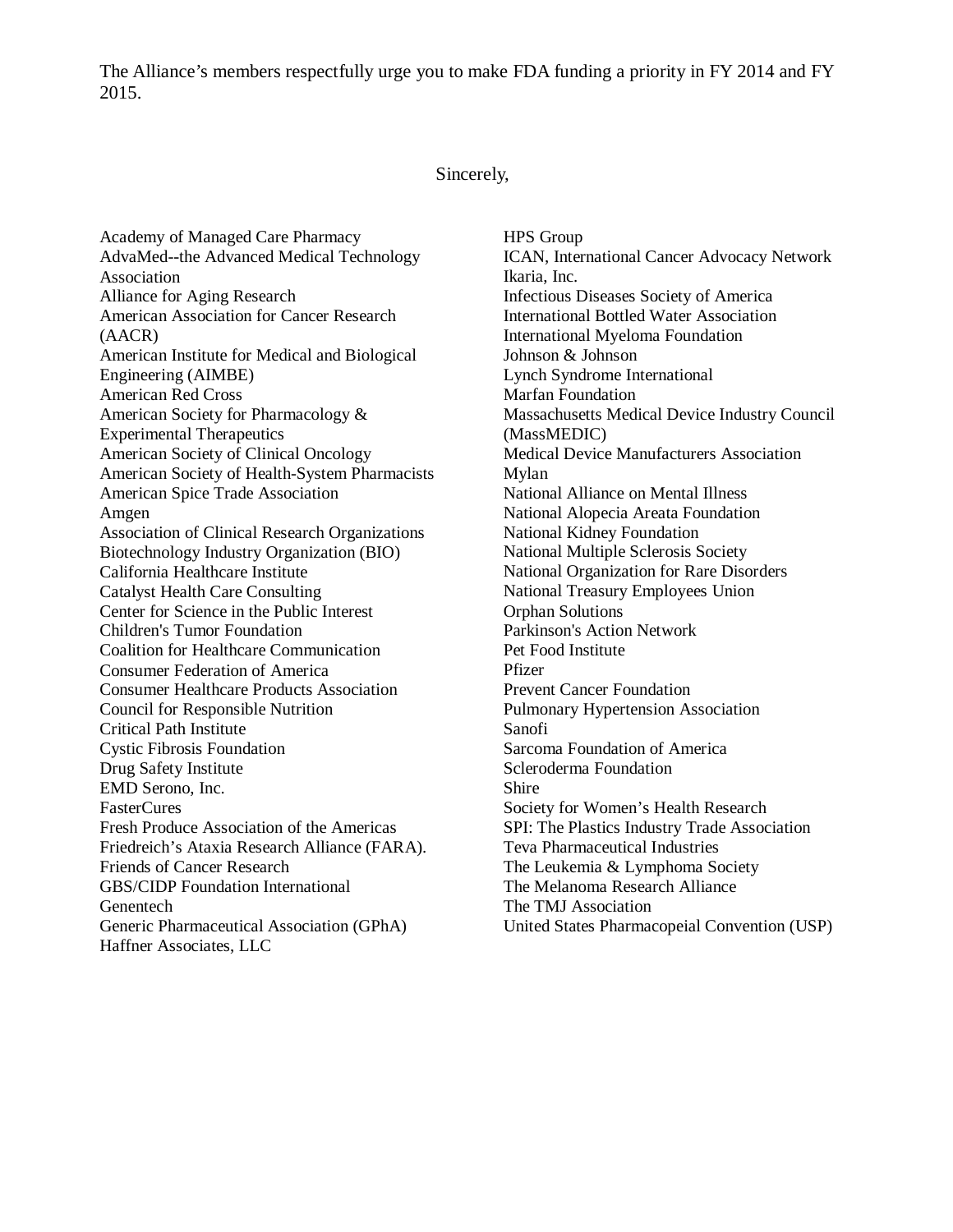The Alliance's members respectfully urge you to make FDA funding a priority in FY 2014 and FY 2015.

Sincerely,

Academy of Managed Care Pharmacy
AdvaMed--the Advanced Medical Technology Association
Alliance for Aging Research
American Association for Cancer Research (AACR)
American Institute for Medical and Biological Engineering (AIMBE)
American Red Cross
American Society for Pharmacology & Experimental Therapeutics
American Society of Clinical Oncology
American Society of Health-System Pharmacists
American Spice Trade Association
Amgen
Association of Clinical Research Organizations
Biotechnology Industry Organization (BIO)
California Healthcare Institute
Catalyst Health Care Consulting
Center for Science in the Public Interest
Children's Tumor Foundation
Coalition for Healthcare Communication
Consumer Federation of America
Consumer Healthcare Products Association
Council for Responsible Nutrition
Critical Path Institute
Cystic Fibrosis Foundation
Drug Safety Institute
EMD Serono, Inc.
FasterCures
Fresh Produce Association of the Americas
Friedreich's Ataxia Research Alliance (FARA).
Friends of Cancer Research
GBS/CIDP Foundation International
Genentech
Generic Pharmaceutical Association (GPhA)
Haffner Associates, LLC
HPS Group
ICAN, International Cancer Advocacy Network
Ikaria, Inc.
Infectious Diseases Society of America
International Bottled Water Association
International Myeloma Foundation
Johnson & Johnson
Lynch Syndrome International
Marfan Foundation
Massachusetts Medical Device Industry Council (MassMEDIC)
Medical Device Manufacturers Association
Mylan
National Alliance on Mental Illness
National Alopecia Areata Foundation
National Kidney Foundation
National Multiple Sclerosis Society
National Organization for Rare Disorders
National Treasury Employees Union
Orphan Solutions
Parkinson's Action Network
Pet Food Institute
Pfizer
Prevent Cancer Foundation
Pulmonary Hypertension Association
Sanofi
Sarcoma Foundation of America
Scleroderma Foundation
Shire
Society for Women's Health Research
SPI: The Plastics Industry Trade Association
Teva Pharmaceutical Industries
The Leukemia & Lymphoma Society
The Melanoma Research Alliance
The TMJ Association
United States Pharmacopeial Convention (USP)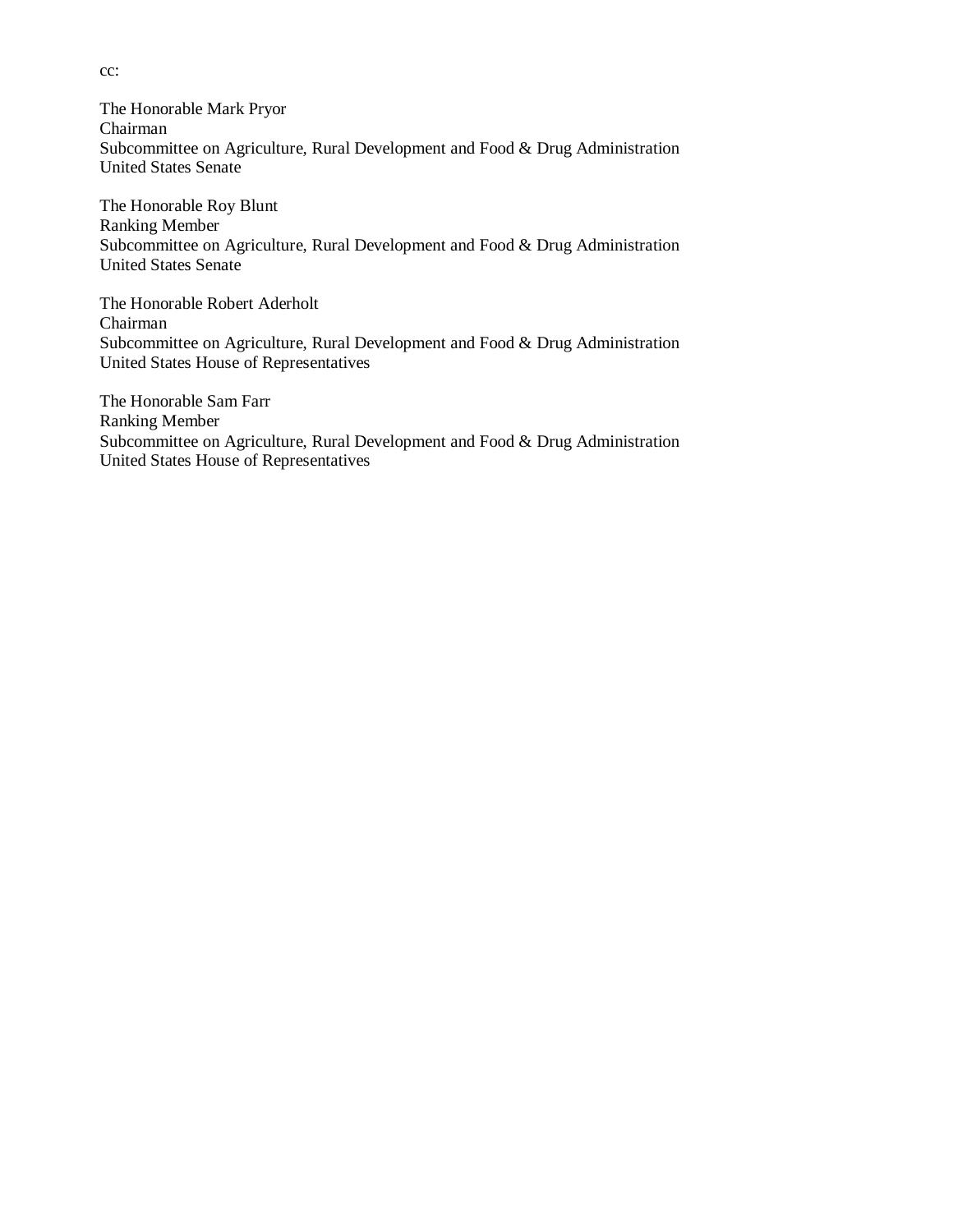cc:

The Honorable Mark Pryor
Chairman
Subcommittee on Agriculture, Rural Development and Food & Drug Administration
United States Senate

The Honorable Roy Blunt
Ranking Member
Subcommittee on Agriculture, Rural Development and Food & Drug Administration
United States Senate

The Honorable Robert Aderholt
Chairman
Subcommittee on Agriculture, Rural Development and Food & Drug Administration
United States House of Representatives

The Honorable Sam Farr
Ranking Member
Subcommittee on Agriculture, Rural Development and Food & Drug Administration
United States House of Representatives